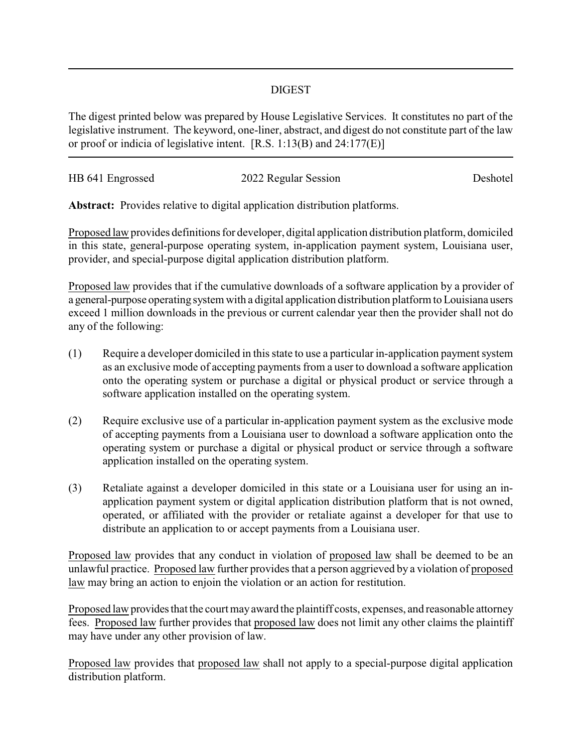# DIGEST

The digest printed below was prepared by House Legislative Services. It constitutes no part of the legislative instrument. The keyword, one-liner, abstract, and digest do not constitute part of the law or proof or indicia of legislative intent. [R.S. 1:13(B) and 24:177(E)]

---

HB 641 Engrossed | 2022 Regular Session | Deshotel

**Abstract:** Provides relative to digital application distribution platforms.

Proposed law provides definitions for developer, digital application distribution platform, domiciled in this state, general-purpose operating system, in-application payment system, Louisiana user, provider, and special-purpose digital application distribution platform.

Proposed law provides that if the cumulative downloads of a software application by a provider of a general-purpose operating system with a digital application distribution platform to Louisiana users exceed 1 million downloads in the previous or current calendar year then the provider shall not do any of the following:

(1) Require a developer domiciled in this state to use a particular in-application payment system as an exclusive mode of accepting payments from a user to download a software application onto the operating system or purchase a digital or physical product or service through a software application installed on the operating system.

(2) Require exclusive use of a particular in-application payment system as the exclusive mode of accepting payments from a Louisiana user to download a software application onto the operating system or purchase a digital or physical product or service through a software application installed on the operating system.

(3) Retaliate against a developer domiciled in this state or a Louisiana user for using an in-application payment system or digital application distribution platform that is not owned, operated, or affiliated with the provider or retaliate against a developer for that use to distribute an application to or accept payments from a Louisiana user.

Proposed law provides that any conduct in violation of proposed law shall be deemed to be an unlawful practice. Proposed law further provides that a person aggrieved by a violation of proposed law may bring an action to enjoin the violation or an action for restitution.

Proposed law provides that the court may award the plaintiff costs, expenses, and reasonable attorney fees. Proposed law further provides that proposed law does not limit any other claims the plaintiff may have under any other provision of law.

Proposed law provides that proposed law shall not apply to a special-purpose digital application distribution platform.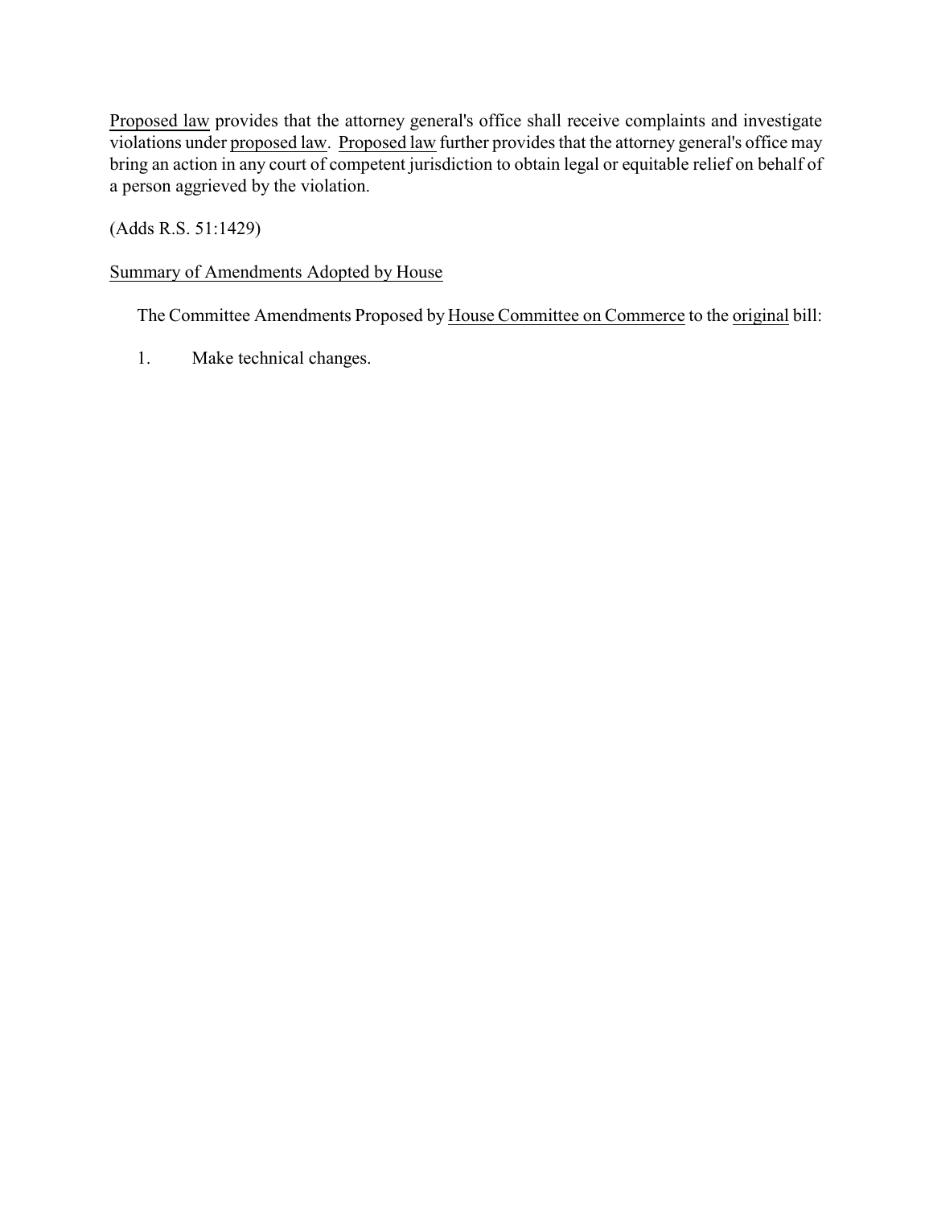Proposed law provides that the attorney general's office shall receive complaints and investigate violations under proposed law. Proposed law further provides that the attorney general's office may bring an action in any court of competent jurisdiction to obtain legal or equitable relief on behalf of a person aggrieved by the violation.

(Adds R.S. 51:1429)

Summary of Amendments Adopted by House

The Committee Amendments Proposed by House Committee on Commerce to the original bill:

1. Make technical changes.